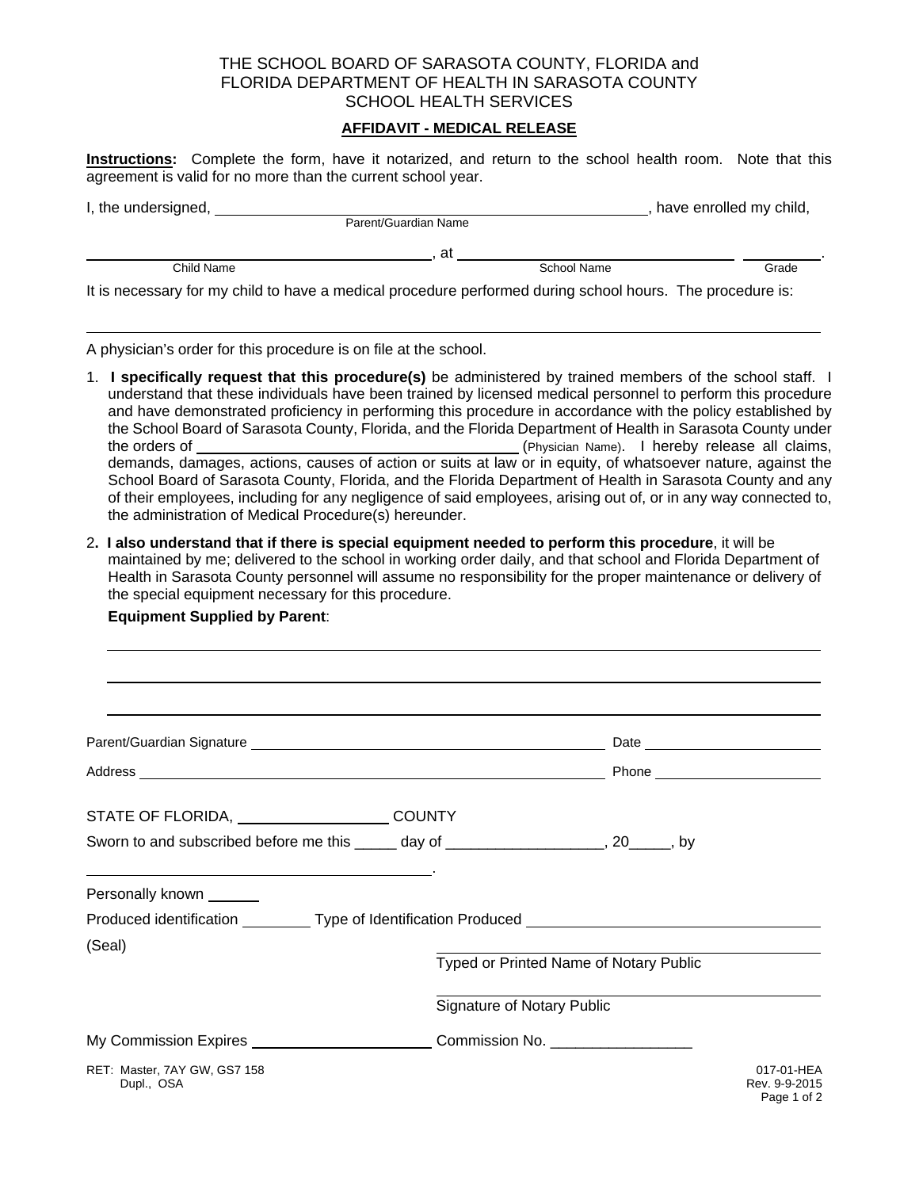THE SCHOOL BOARD OF SARASOTA COUNTY, FLORIDA and
FLORIDA DEPARTMENT OF HEALTH IN SARASOTA COUNTY
SCHOOL HEALTH SERVICES

## AFFIDAVIT - MEDICAL RELEASE

**Instructions:** Complete the form, have it notarized, and return to the school health room. Note that this agreement is valid for no more than the current school year.

I, the undersigned, ______________________________ (Parent/Guardian Name), have enrolled my child,

______________________________ (Child Name), at ______________________________ (School Name) __________ (Grade).

It is necessary for my child to have a medical procedure performed during school hours. The procedure is:

______________________________________________________________________

A physician's order for this procedure is on file at the school.

1. **I specifically request that this procedure(s)** be administered by trained members of the school staff. I understand that these individuals have been trained by licensed medical personnel to perform this procedure and have demonstrated proficiency in performing this procedure in accordance with the policy established by the School Board of Sarasota County, Florida, and the Florida Department of Health in Sarasota County under the orders of ______________________________ (Physician Name). I hereby release all claims, demands, damages, actions, causes of action or suits at law or in equity, of whatsoever nature, against the School Board of Sarasota County, Florida, and the Florida Department of Health in Sarasota County and any of their employees, including for any negligence of said employees, arising out of, or in any way connected to, the administration of Medical Procedure(s) hereunder.

2. **I also understand that if there is special equipment needed to perform this procedure**, it will be maintained by me; delivered to the school in working order daily, and that school and Florida Department of Health in Sarasota County personnel will assume no responsibility for the proper maintenance or delivery of the special equipment necessary for this procedure.

   **Equipment Supplied by Parent**:

   ______________________________________________________________________

   ______________________________________________________________________

   ______________________________________________________________________

Parent/Guardian Signature ______________________________ Date ______________

Address ______________________________ Phone ______________

STATE OF FLORIDA, ______________ COUNTY

Sworn to and subscribed before me this _____ day of __________________, 20_____, by

______________________________.

Personally known ______

Produced identification ________ Type of Identification Produced ______________________________

(Seal)

______________________________
Typed or Printed Name of Notary Public

______________________________
Signature of Notary Public

My Commission Expires ______________________ Commission No. ________________

RET: Master, 7AY GW, GS7 158
Dupl., OSA

017-01-HEA
Rev. 9-9-2015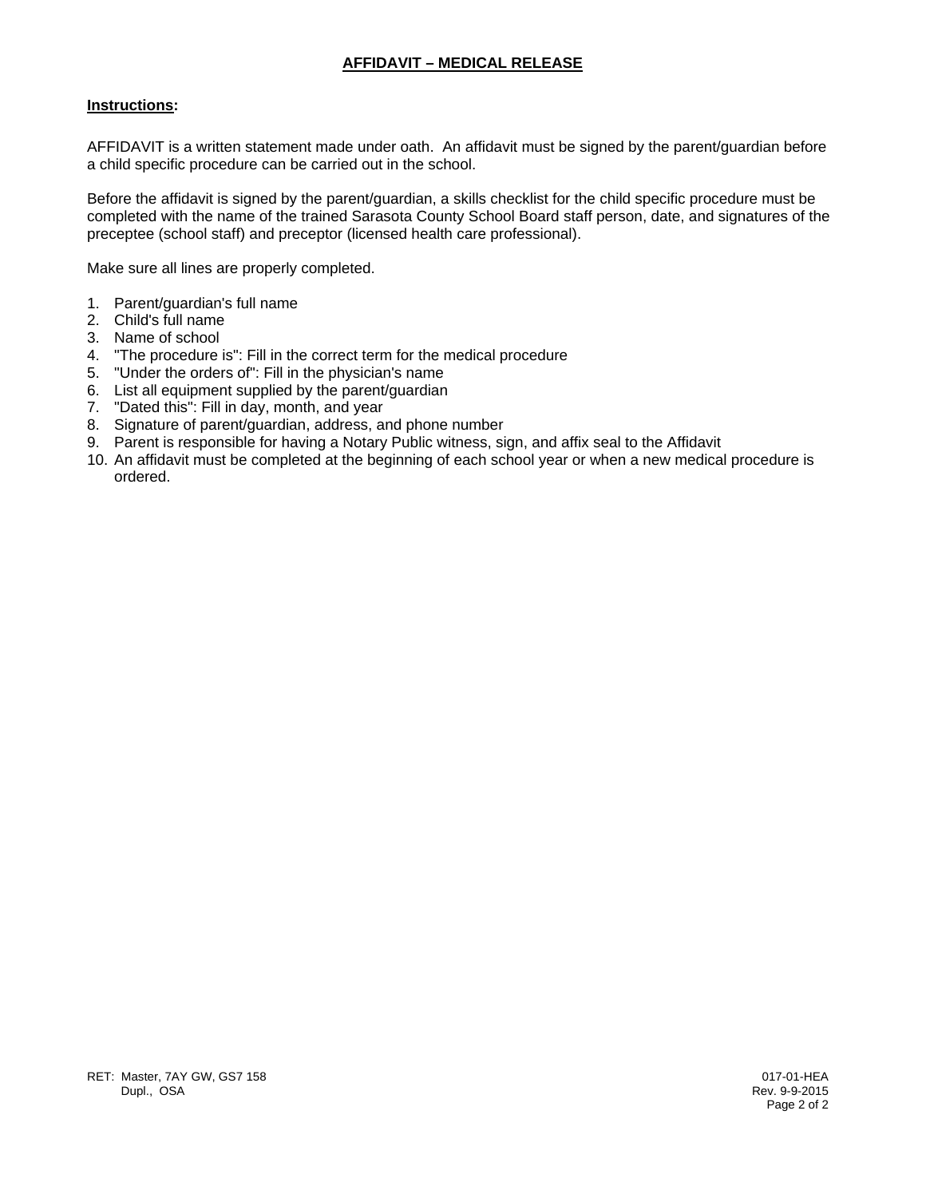# AFFIDAVIT – MEDICAL RELEASE

**Instructions:**

AFFIDAVIT is a written statement made under oath. An affidavit must be signed by the parent/guardian before a child specific procedure can be carried out in the school.

Before the affidavit is signed by the parent/guardian, a skills checklist for the child specific procedure must be completed with the name of the trained Sarasota County School Board staff person, date, and signatures of the preceptee (school staff) and preceptor (licensed health care professional).

Make sure all lines are properly completed.

1. Parent/guardian's full name
2. Child's full name
3. Name of school
4. "The procedure is": Fill in the correct term for the medical procedure
5. "Under the orders of": Fill in the physician's name
6. List all equipment supplied by the parent/guardian
7. "Dated this": Fill in day, month, and year
8. Signature of parent/guardian, address, and phone number
9. Parent is responsible for having a Notary Public witness, sign, and affix seal to the Affidavit
10. An affidavit must be completed at the beginning of each school year or when a new medical procedure is ordered.

RET: Master, 7AY GW, GS7 158
Dupl., OSA

017-01-HEA
Rev. 9-9-2015